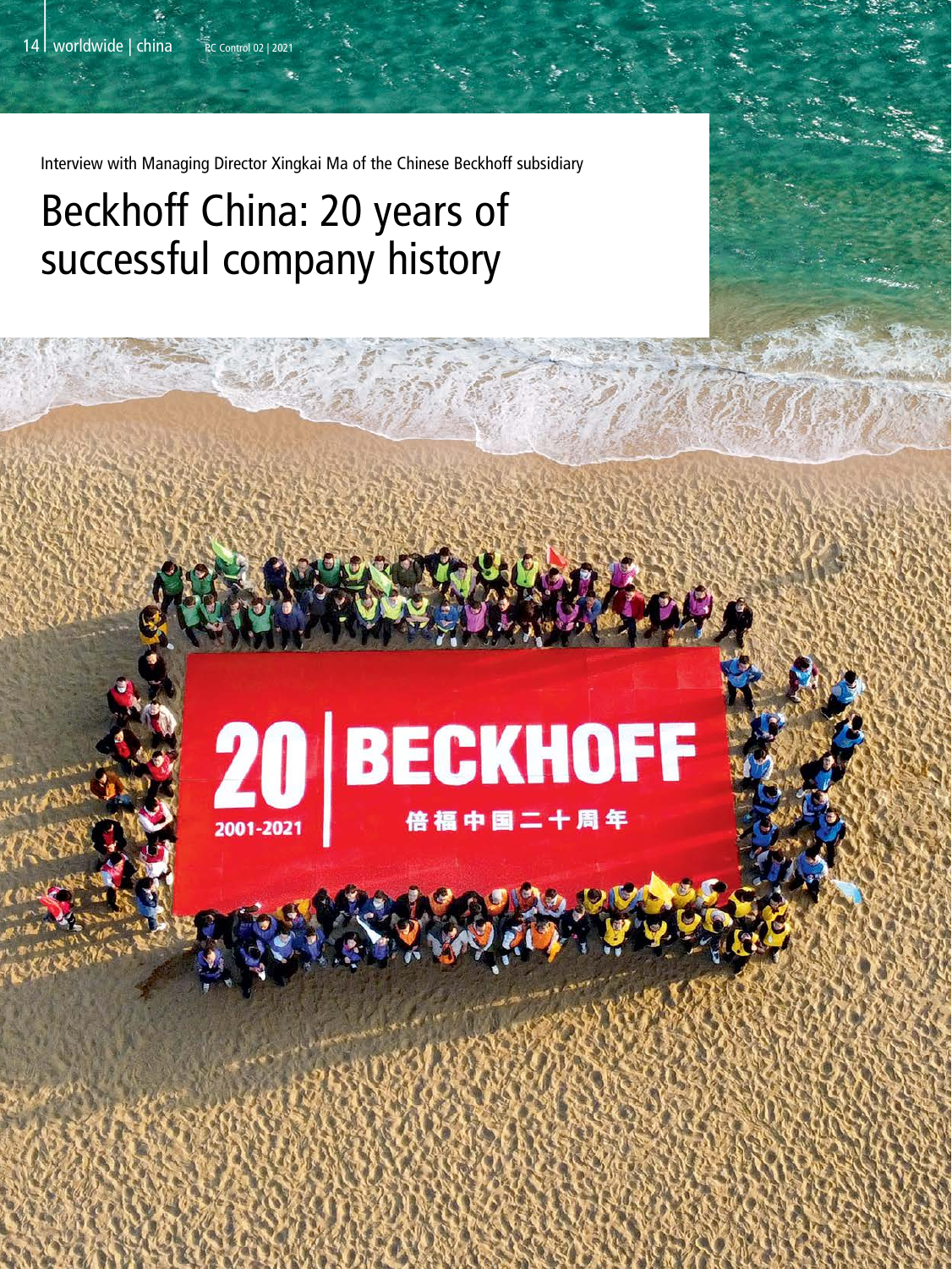Interview with Managing Director Xingkai Ma of the Chinese Beckhoff subsidiary

# Beckhoff China: 20 years of successful company history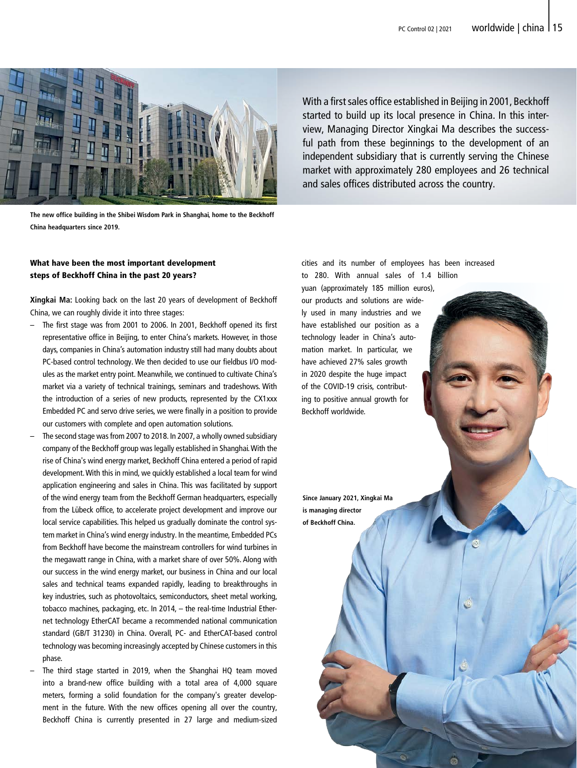With a first sales office established in Beijing in 2001, Beckhoff started to build up its local presence in China. In this interview, Managing Director Xingkai Ma describes the successful path from these beginnings to the development of an independent subsidiary that is currently serving the Chinese market with approximately 280 employees and 26 technical and sales offices distributed across the country.

**The new office building in the Shibei Wisdom Park in Shanghai, home to the Beckhoff China headquarters since 2019.**

### What have been the most important development steps of Beckhoff China in the past 20 years?

**Xingkai Ma:** Looking back on the last 20 years of development of Beckhoff China, we can roughly divide it into three stages:

– The first stage was from 2001 to 2006. In 2001, Beckhoff opened its first representative office in Beijing, to enter China's markets. However, in those days, companies in China's automation industry still had many doubts about PC-based control technology. We then decided to use our fieldbus I/O modules as the market entry point. Meanwhile, we continued to cultivate China's market via a variety of technical trainings, seminars and tradeshows. With the introduction of a series of new products, represented by the CX1xxx Embedded PC and servo drive series, we were finally in a position to provide our customers with complete and open automation solutions.

– The second stage was from 2007 to 2018. In 2007, a wholly owned subsidiary company of the Beckhoff group was legally established in Shanghai. With the rise of China's wind energy market, Beckhoff China entered a period of rapid development. With this in mind, we quickly established a local team for wind application engineering and sales in China. This was facilitated by support of the wind energy team from the Beckhoff German headquarters, especially from the Lübeck office, to accelerate project development and improve our local service capabilities. This helped us gradually dominate the control system market in China's wind energy industry. In the meantime, Embedded PCs from Beckhoff have become the mainstream controllers for wind turbines in the megawatt range in China, with a market share of over 50%. Along with our success in the wind energy market, our business in China and our local sales and technical teams expanded rapidly, leading to breakthroughs in key industries, such as photovoltaics, semiconductors, sheet metal working, tobacco machines, packaging, etc. In 2014, – the real-time Industrial Ethernet technology EtherCAT became a recommended national communication standard (GB/T 31230) in China. Overall, PC- and EtherCAT-based control technology was becoming increasingly accepted by Chinese customers in this phase.

– The third stage started in 2019, when the Shanghai HQ team moved into a brand-new office building with a total area of 4,000 square meters, forming a solid foundation for the company's greater development in the future. With the new offices opening all over the country, Beckhoff China is currently presented in 27 large and medium-sized cities and its number of employees has been increased to 280. With annual sales of 1.4 billion yuan (approximately 185 million euros), our products and solutions are widely used in many industries and we have established our position as a technology leader in China's automation market. In particular, we have achieved 27% sales growth in 2020 despite the huge impact of the COVID-19 crisis, contributing to positive annual growth for Beckhoff worldwide.

**Since January 2021, Xingkai Ma is managing director of Beckhoff China.**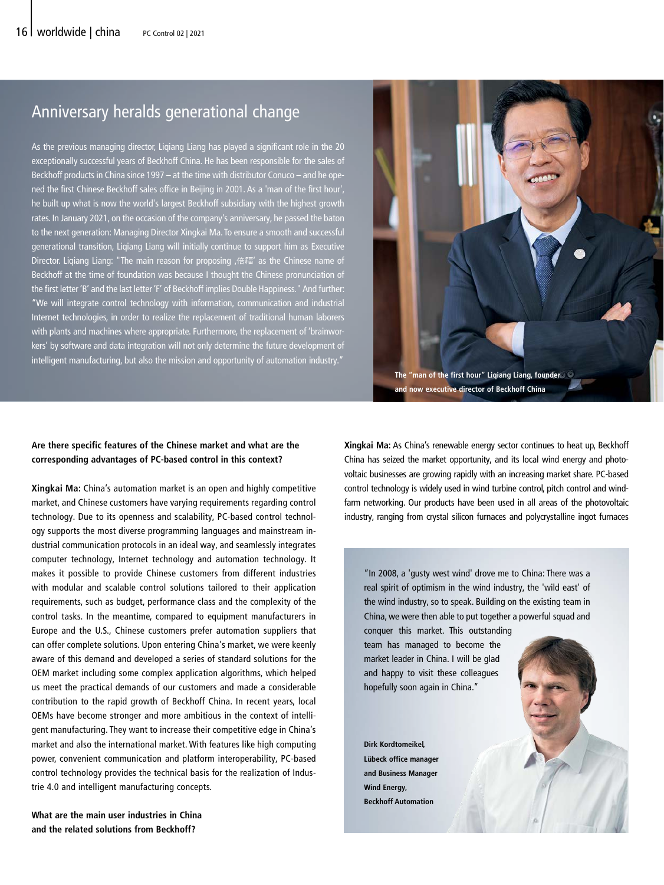## Anniversary heralds generational change

As the previous managing director, Liqiang Liang has played a significant role in the 20 exceptionally successful years of Beckhoff China. He has been responsible for the sales of Beckhoff products in China since 1997 – at the time with distributor Conuco – and he opened the first Chinese Beckhoff sales office in Beijing in 2001. As a 'man of the first hour', he built up what is now the world's largest Beckhoff subsidiary with the highest growth rates. In January 2021, on the occasion of the company's anniversary, he passed the baton to the next generation: Managing Director Xingkai Ma. To ensure a smooth and successful generational transition, Liqiang Liang will initially continue to support him as Executive Director. Liqiang Liang: "The main reason for proposing ‚倍福' as the Chinese name of Beckhoff at the time of foundation was because I thought the Chinese pronunciation of the first letter 'B' and the last letter 'F' of Beckhoff implies Double Happiness." And further: "We will integrate control technology with information, communication and industrial Internet technologies, in order to realize the replacement of traditional human laborers with plants and machines where appropriate. Furthermore, the replacement of 'brainworkers' by software and data integration will not only determine the future development of intelligent manufacturing, but also the mission and opportunity of automation industry."

**The "man of the first hour" Liqiang Liang, founder and now executive director of Beckhoff China**

**Are there specific features of the Chinese market and what are the corresponding advantages of PC-based control in this context?**

**Xingkai Ma:** China's automation market is an open and highly competitive market, and Chinese customers have varying requirements regarding control technology. Due to its openness and scalability, PC-based control technology supports the most diverse programming languages and mainstream industrial communication protocols in an ideal way, and seamlessly integrates computer technology, Internet technology and automation technology. It makes it possible to provide Chinese customers from different industries with modular and scalable control solutions tailored to their application requirements, such as budget, performance class and the complexity of the control tasks. In the meantime, compared to equipment manufacturers in Europe and the U.S., Chinese customers prefer automation suppliers that can offer complete solutions. Upon entering China's market, we were keenly aware of this demand and developed a series of standard solutions for the OEM market including some complex application algorithms, which helped us meet the practical demands of our customers and made a considerable contribution to the rapid growth of Beckhoff China. In recent years, local OEMs have become stronger and more ambitious in the context of intelligent manufacturing. They want to increase their competitive edge in China's market and also the international market. With features like high computing power, convenient communication and platform interoperability, PC-based control technology provides the technical basis for the realization of Industrie 4.0 and intelligent manufacturing concepts.

**What are the main user industries in China and the related solutions from Beckhoff?**

**Xingkai Ma:** As China's renewable energy sector continues to heat up, Beckhoff China has seized the market opportunity, and its local wind energy and photovoltaic businesses are growing rapidly with an increasing market share. PC-based control technology is widely used in wind turbine control, pitch control and windfarm networking. Our products have been used in all areas of the photovoltaic industry, ranging from crystal silicon furnaces and polycrystalline ingot furnaces

"In 2008, a 'gusty west wind' drove me to China: There was a real spirit of optimism in the wind industry, the 'wild east' of the wind industry, so to speak. Building on the existing team in China, we were then able to put together a powerful squad and conquer this market. This outstanding team has managed to become the market leader in China. I will be glad and happy to visit these colleagues hopefully soon again in China."

**Dirk Kordtomeikel, Lübeck office manager and Business Manager Wind Energy, Beckhoff Automation**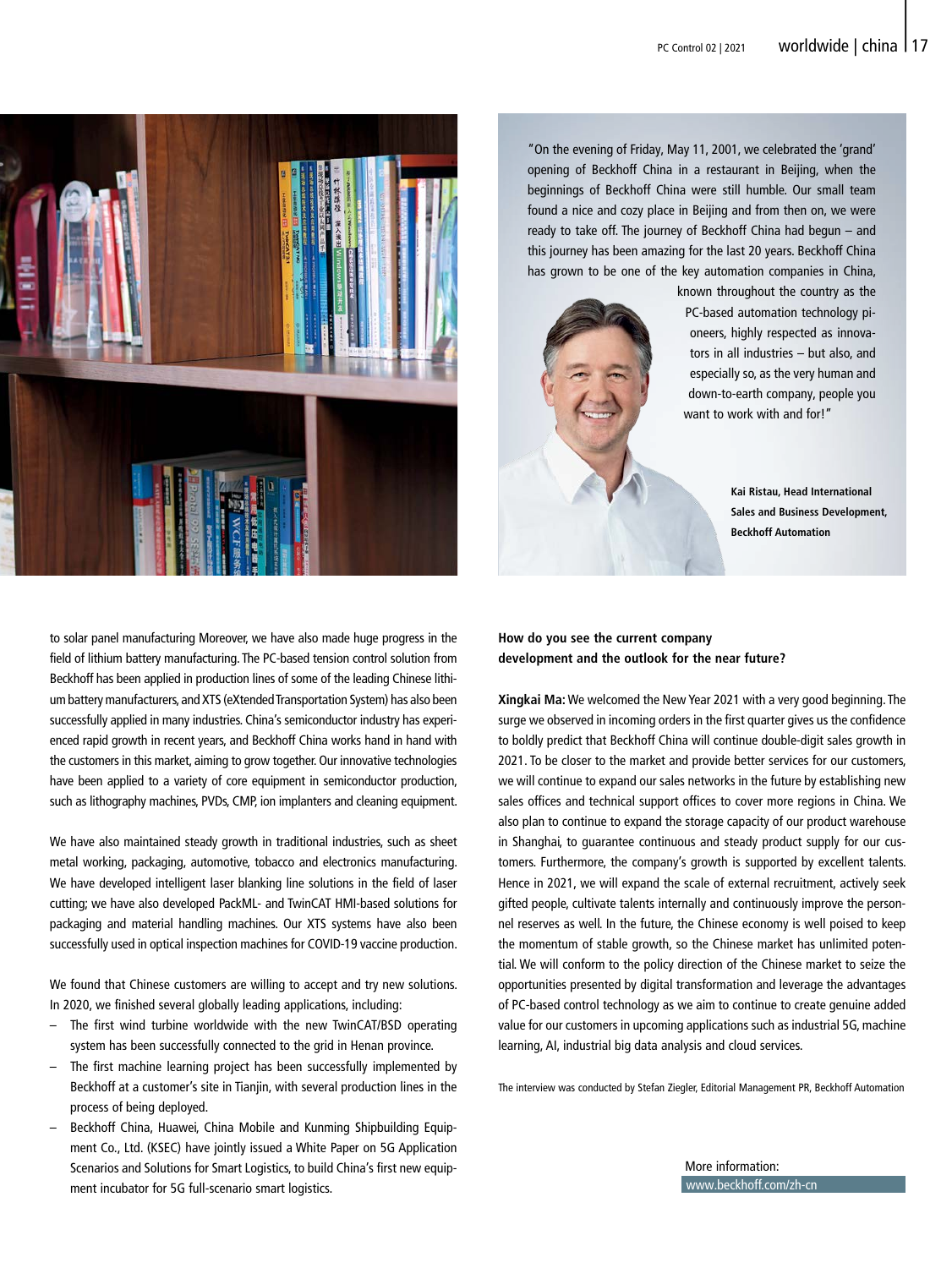"On the evening of Friday, May 11, 2001, we celebrated the 'grand' opening of Beckhoff China in a restaurant in Beijing, when the beginnings of Beckhoff China were still humble. Our small team found a nice and cozy place in Beijing and from then on, we were ready to take off. The journey of Beckhoff China had begun – and this journey has been amazing for the last 20 years. Beckhoff China has grown to be one of the key automation companies in China, known throughout the country as the PC-based automation technology pioneers, highly respected as innovators in all industries – but also, and especially so, as the very human and down-to-earth company, people you want to work with and for!"

**Kai Ristau, Head International Sales and Business Development, Beckhoff Automation**

to solar panel manufacturing Moreover, we have also made huge progress in the field of lithium battery manufacturing. The PC-based tension control solution from Beckhoff has been applied in production lines of some of the leading Chinese lithium battery manufacturers, and XTS (eXtended Transportation System) has also been successfully applied in many industries. China's semiconductor industry has experienced rapid growth in recent years, and Beckhoff China works hand in hand with the customers in this market, aiming to grow together. Our innovative technologies have been applied to a variety of core equipment in semiconductor production, such as lithography machines, PVDs, CMP, ion implanters and cleaning equipment.

We have also maintained steady growth in traditional industries, such as sheet metal working, packaging, automotive, tobacco and electronics manufacturing. We have developed intelligent laser blanking line solutions in the field of laser cutting; we have also developed PackML- and TwinCAT HMI-based solutions for packaging and material handling machines. Our XTS systems have also been successfully used in optical inspection machines for COVID-19 vaccine production.

We found that Chinese customers are willing to accept and try new solutions. In 2020, we finished several globally leading applications, including:

- The first wind turbine worldwide with the new TwinCAT/BSD operating system has been successfully connected to the grid in Henan province.
- The first machine learning project has been successfully implemented by Beckhoff at a customer's site in Tianjin, with several production lines in the process of being deployed.
- Beckhoff China, Huawei, China Mobile and Kunming Shipbuilding Equipment Co., Ltd. (KSEC) have jointly issued a White Paper on 5G Application Scenarios and Solutions for Smart Logistics, to build China's first new equipment incubator for 5G full-scenario smart logistics.

**How do you see the current company development and the outlook for the near future?**

**Xingkai Ma:** We welcomed the New Year 2021 with a very good beginning. The surge we observed in incoming orders in the first quarter gives us the confidence to boldly predict that Beckhoff China will continue double-digit sales growth in 2021. To be closer to the market and provide better services for our customers, we will continue to expand our sales networks in the future by establishing new sales offices and technical support offices to cover more regions in China. We also plan to continue to expand the storage capacity of our product warehouse in Shanghai, to guarantee continuous and steady product supply for our customers. Furthermore, the company's growth is supported by excellent talents. Hence in 2021, we will expand the scale of external recruitment, actively seek gifted people, cultivate talents internally and continuously improve the personnel reserves as well. In the future, the Chinese economy is well poised to keep the momentum of stable growth, so the Chinese market has unlimited potential. We will conform to the policy direction of the Chinese market to seize the opportunities presented by digital transformation and leverage the advantages of PC-based control technology as we aim to continue to create genuine added value for our customers in upcoming applications such as industrial 5G, machine learning, AI, industrial big data analysis and cloud services.

The interview was conducted by Stefan Ziegler, Editorial Management PR, Beckhoff Automation

More information:
www.beckhoff.com/zh-cn